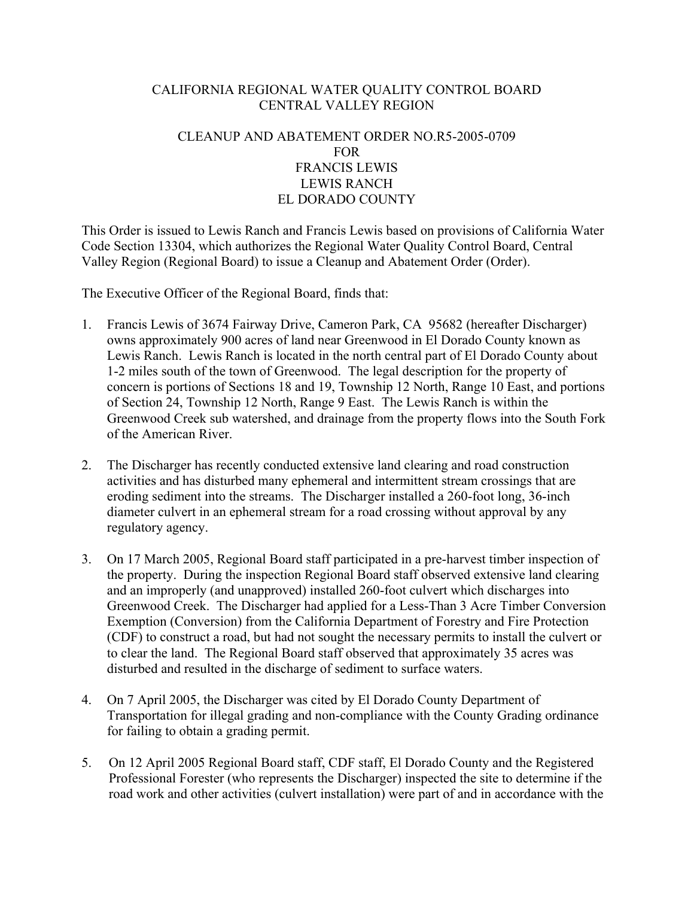CALIFORNIA REGIONAL WATER QUALITY CONTROL BOARD
CENTRAL VALLEY REGION

CLEANUP AND ABATEMENT ORDER NO.R5-2005-0709
FOR
FRANCIS LEWIS
LEWIS RANCH
EL DORADO COUNTY

This Order is issued to Lewis Ranch and Francis Lewis based on provisions of California Water Code Section 13304, which authorizes the Regional Water Quality Control Board, Central Valley Region (Regional Board) to issue a Cleanup and Abatement Order (Order).

The Executive Officer of the Regional Board, finds that:

1. Francis Lewis of 3674 Fairway Drive, Cameron Park, CA 95682 (hereafter Discharger) owns approximately 900 acres of land near Greenwood in El Dorado County known as Lewis Ranch. Lewis Ranch is located in the north central part of El Dorado County about 1-2 miles south of the town of Greenwood. The legal description for the property of concern is portions of Sections 18 and 19, Township 12 North, Range 10 East, and portions of Section 24, Township 12 North, Range 9 East. The Lewis Ranch is within the Greenwood Creek sub watershed, and drainage from the property flows into the South Fork of the American River.

2. The Discharger has recently conducted extensive land clearing and road construction activities and has disturbed many ephemeral and intermittent stream crossings that are eroding sediment into the streams. The Discharger installed a 260-foot long, 36-inch diameter culvert in an ephemeral stream for a road crossing without approval by any regulatory agency.

3. On 17 March 2005, Regional Board staff participated in a pre-harvest timber inspection of the property. During the inspection Regional Board staff observed extensive land clearing and an improperly (and unapproved) installed 260-foot culvert which discharges into Greenwood Creek. The Discharger had applied for a Less-Than 3 Acre Timber Conversion Exemption (Conversion) from the California Department of Forestry and Fire Protection (CDF) to construct a road, but had not sought the necessary permits to install the culvert or to clear the land. The Regional Board staff observed that approximately 35 acres was disturbed and resulted in the discharge of sediment to surface waters.

4. On 7 April 2005, the Discharger was cited by El Dorado County Department of Transportation for illegal grading and non-compliance with the County Grading ordinance for failing to obtain a grading permit.

5. On 12 April 2005 Regional Board staff, CDF staff, El Dorado County and the Registered Professional Forester (who represents the Discharger) inspected the site to determine if the road work and other activities (culvert installation) were part of and in accordance with the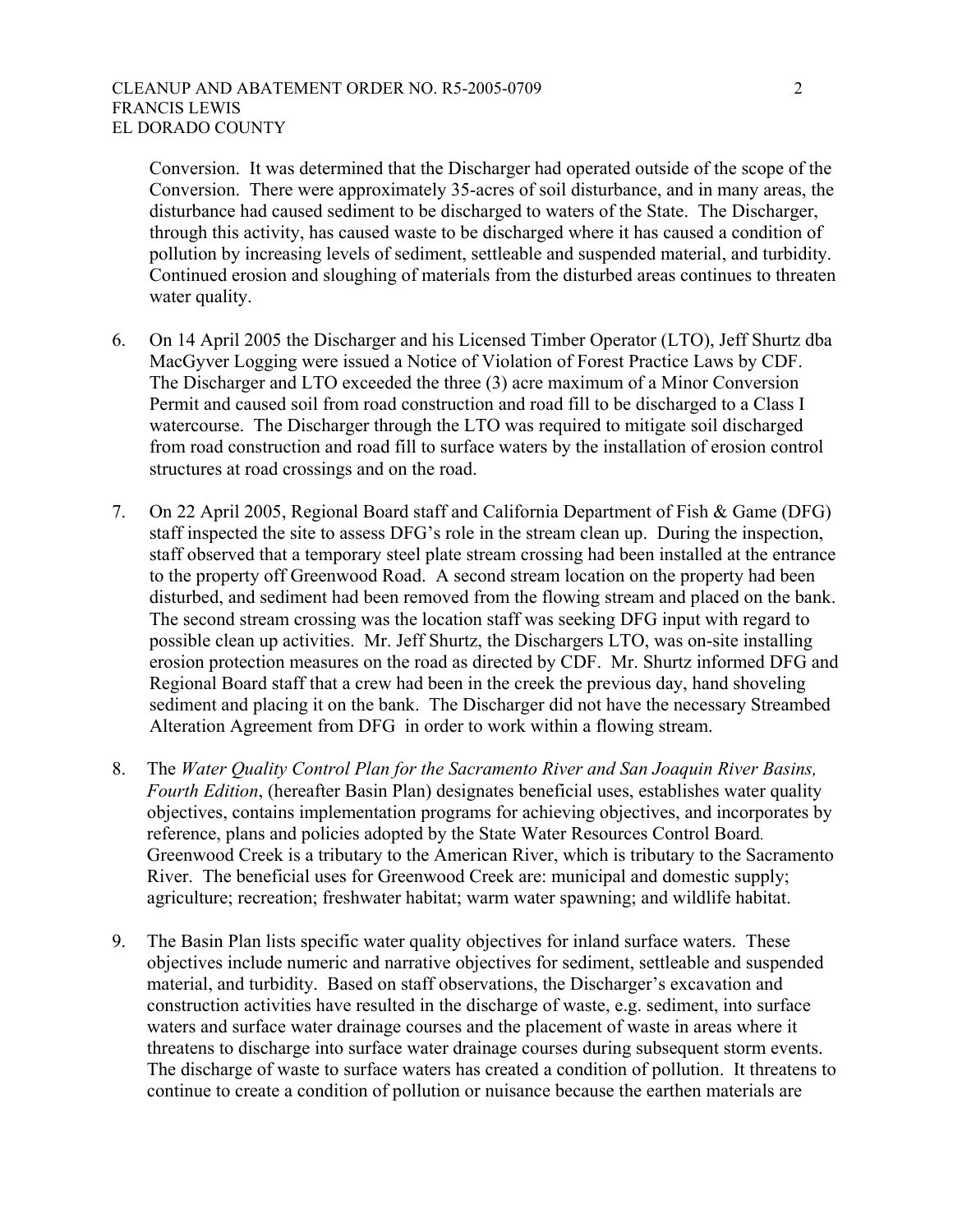Conversion. It was determined that the Discharger had operated outside of the scope of the Conversion. There were approximately 35-acres of soil disturbance, and in many areas, the disturbance had caused sediment to be discharged to waters of the State. The Discharger, through this activity, has caused waste to be discharged where it has caused a condition of pollution by increasing levels of sediment, settleable and suspended material, and turbidity. Continued erosion and sloughing of materials from the disturbed areas continues to threaten water quality.

6. On 14 April 2005 the Discharger and his Licensed Timber Operator (LTO), Jeff Shurtz dba MacGyver Logging were issued a Notice of Violation of Forest Practice Laws by CDF. The Discharger and LTO exceeded the three (3) acre maximum of a Minor Conversion Permit and caused soil from road construction and road fill to be discharged to a Class I watercourse. The Discharger through the LTO was required to mitigate soil discharged from road construction and road fill to surface waters by the installation of erosion control structures at road crossings and on the road.

7. On 22 April 2005, Regional Board staff and California Department of Fish & Game (DFG) staff inspected the site to assess DFG's role in the stream clean up. During the inspection, staff observed that a temporary steel plate stream crossing had been installed at the entrance to the property off Greenwood Road. A second stream location on the property had been disturbed, and sediment had been removed from the flowing stream and placed on the bank. The second stream crossing was the location staff was seeking DFG input with regard to possible clean up activities. Mr. Jeff Shurtz, the Dischargers LTO, was on-site installing erosion protection measures on the road as directed by CDF. Mr. Shurtz informed DFG and Regional Board staff that a crew had been in the creek the previous day, hand shoveling sediment and placing it on the bank. The Discharger did not have the necessary Streambed Alteration Agreement from DFG in order to work within a flowing stream.

8. The *Water Quality Control Plan for the Sacramento River and San Joaquin River Basins, Fourth Edition*, (hereafter Basin Plan) designates beneficial uses, establishes water quality objectives, contains implementation programs for achieving objectives, and incorporates by reference, plans and policies adopted by the State Water Resources Control Board. Greenwood Creek is a tributary to the American River, which is tributary to the Sacramento River. The beneficial uses for Greenwood Creek are: municipal and domestic supply; agriculture; recreation; freshwater habitat; warm water spawning; and wildlife habitat.

9. The Basin Plan lists specific water quality objectives for inland surface waters. These objectives include numeric and narrative objectives for sediment, settleable and suspended material, and turbidity. Based on staff observations, the Discharger's excavation and construction activities have resulted in the discharge of waste, e.g. sediment, into surface waters and surface water drainage courses and the placement of waste in areas where it threatens to discharge into surface water drainage courses during subsequent storm events. The discharge of waste to surface waters has created a condition of pollution. It threatens to continue to create a condition of pollution or nuisance because the earthen materials are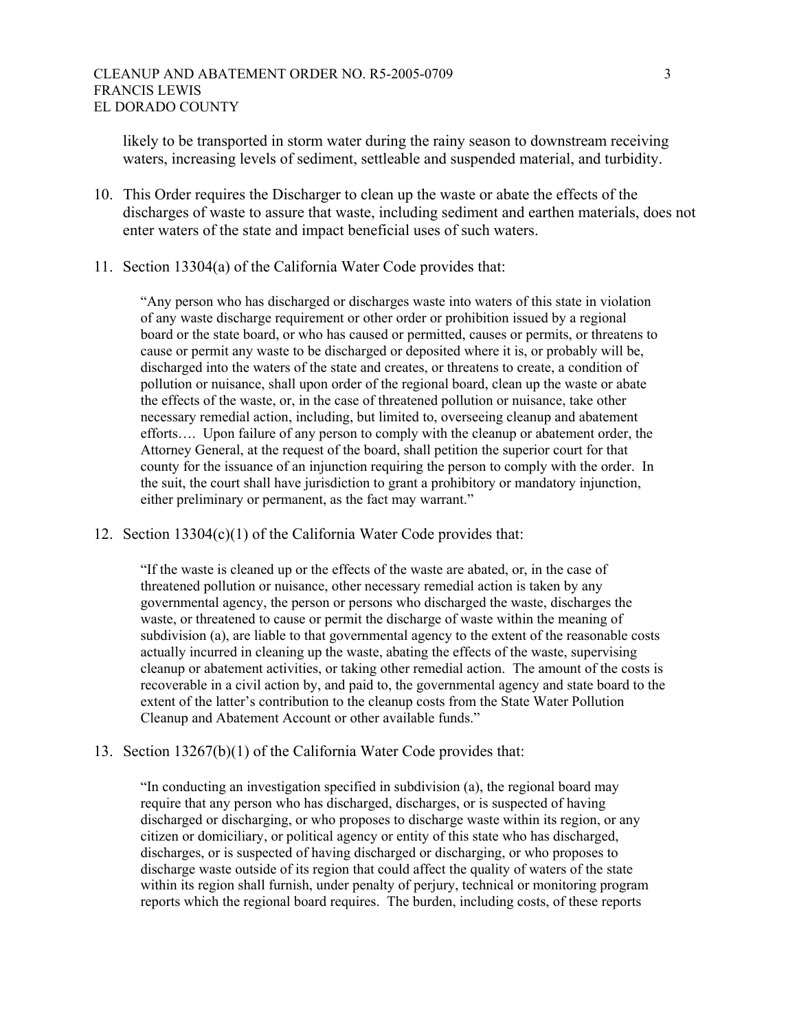likely to be transported in storm water during the rainy season to downstream receiving waters, increasing levels of sediment, settleable and suspended material, and turbidity.

10. This Order requires the Discharger to clean up the waste or abate the effects of the discharges of waste to assure that waste, including sediment and earthen materials, does not enter waters of the state and impact beneficial uses of such waters.

11. Section 13304(a) of the California Water Code provides that:

    > "Any person who has discharged or discharges waste into waters of this state in violation of any waste discharge requirement or other order or prohibition issued by a regional board or the state board, or who has caused or permitted, causes or permits, or threatens to cause or permit any waste to be discharged or deposited where it is, or probably will be, discharged into the waters of the state and creates, or threatens to create, a condition of pollution or nuisance, shall upon order of the regional board, clean up the waste or abate the effects of the waste, or, in the case of threatened pollution or nuisance, take other necessary remedial action, including, but limited to, overseeing cleanup and abatement efforts…. Upon failure of any person to comply with the cleanup or abatement order, the Attorney General, at the request of the board, shall petition the superior court for that county for the issuance of an injunction requiring the person to comply with the order. In the suit, the court shall have jurisdiction to grant a prohibitory or mandatory injunction, either preliminary or permanent, as the fact may warrant."

12. Section 13304(c)(1) of the California Water Code provides that:

    > "If the waste is cleaned up or the effects of the waste are abated, or, in the case of threatened pollution or nuisance, other necessary remedial action is taken by any governmental agency, the person or persons who discharged the waste, discharges the waste, or threatened to cause or permit the discharge of waste within the meaning of subdivision (a), are liable to that governmental agency to the extent of the reasonable costs actually incurred in cleaning up the waste, abating the effects of the waste, supervising cleanup or abatement activities, or taking other remedial action. The amount of the costs is recoverable in a civil action by, and paid to, the governmental agency and state board to the extent of the latter's contribution to the cleanup costs from the State Water Pollution Cleanup and Abatement Account or other available funds."

13. Section 13267(b)(1) of the California Water Code provides that:

    > "In conducting an investigation specified in subdivision (a), the regional board may require that any person who has discharged, discharges, or is suspected of having discharged or discharging, or who proposes to discharge waste within its region, or any citizen or domiciliary, or political agency or entity of this state who has discharged, discharges, or is suspected of having discharged or discharging, or who proposes to discharge waste outside of its region that could affect the quality of waters of the state within its region shall furnish, under penalty of perjury, technical or monitoring program reports which the regional board requires. The burden, including costs, of these reports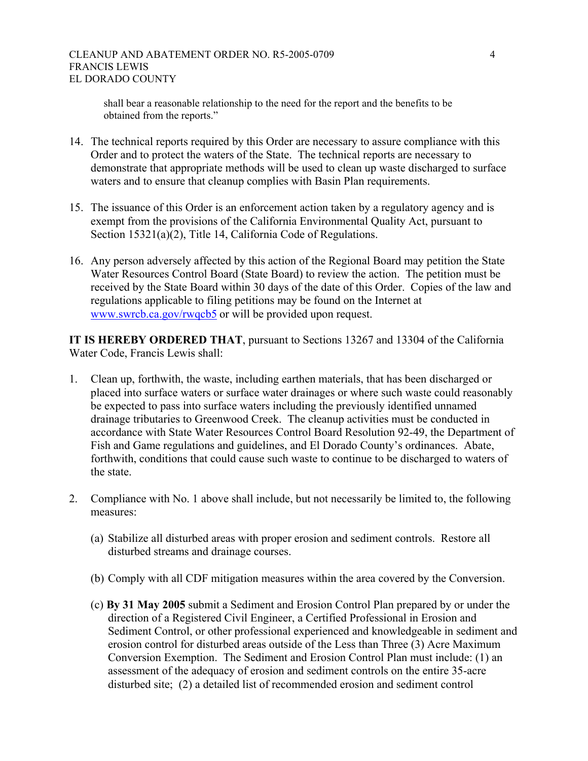shall bear a reasonable relationship to the need for the report and the benefits to be obtained from the reports."

14. The technical reports required by this Order are necessary to assure compliance with this Order and to protect the waters of the State. The technical reports are necessary to demonstrate that appropriate methods will be used to clean up waste discharged to surface waters and to ensure that cleanup complies with Basin Plan requirements.

15. The issuance of this Order is an enforcement action taken by a regulatory agency and is exempt from the provisions of the California Environmental Quality Act, pursuant to Section 15321(a)(2), Title 14, California Code of Regulations.

16. Any person adversely affected by this action of the Regional Board may petition the State Water Resources Control Board (State Board) to review the action. The petition must be received by the State Board within 30 days of the date of this Order. Copies of the law and regulations applicable to filing petitions may be found on the Internet at [www.swrcb.ca.gov/rwqcb5](http://www.swrcb.ca.gov/rwqcb5) or will be provided upon request.

**IT IS HEREBY ORDERED THAT**, pursuant to Sections 13267 and 13304 of the California Water Code, Francis Lewis shall:

1. Clean up, forthwith, the waste, including earthen materials, that has been discharged or placed into surface waters or surface water drainages or where such waste could reasonably be expected to pass into surface waters including the previously identified unnamed drainage tributaries to Greenwood Creek. The cleanup activities must be conducted in accordance with State Water Resources Control Board Resolution 92-49, the Department of Fish and Game regulations and guidelines, and El Dorado County's ordinances. Abate, forthwith, conditions that could cause such waste to continue to be discharged to waters of the state.

2. Compliance with No. 1 above shall include, but not necessarily be limited to, the following measures:

   (a) Stabilize all disturbed areas with proper erosion and sediment controls. Restore all disturbed streams and drainage courses.

   (b) Comply with all CDF mitigation measures within the area covered by the Conversion.

   (c) **By 31 May 2005** submit a Sediment and Erosion Control Plan prepared by or under the direction of a Registered Civil Engineer, a Certified Professional in Erosion and Sediment Control, or other professional experienced and knowledgeable in sediment and erosion control for disturbed areas outside of the Less than Three (3) Acre Maximum Conversion Exemption. The Sediment and Erosion Control Plan must include: (1) an assessment of the adequacy of erosion and sediment controls on the entire 35-acre disturbed site; (2) a detailed list of recommended erosion and sediment control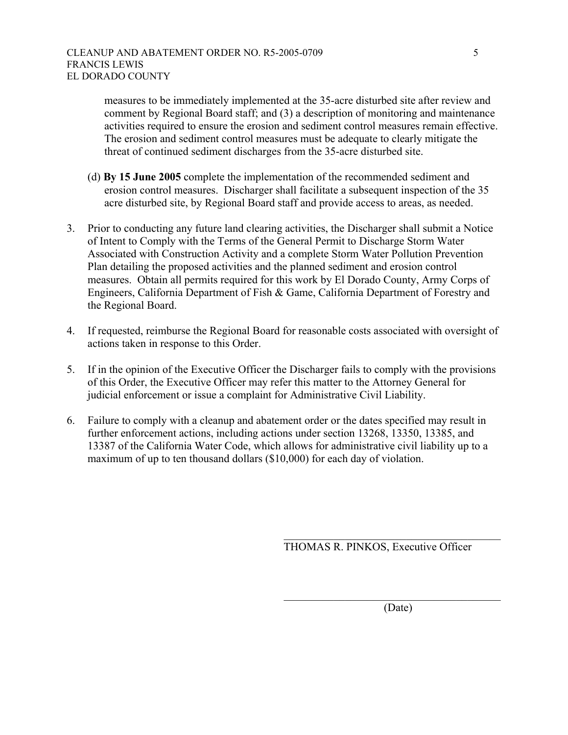measures to be immediately implemented at the 35-acre disturbed site after review and comment by Regional Board staff; and (3) a description of monitoring and maintenance activities required to ensure the erosion and sediment control measures remain effective. The erosion and sediment control measures must be adequate to clearly mitigate the threat of continued sediment discharges from the 35-acre disturbed site.

(d) **By 15 June 2005** complete the implementation of the recommended sediment and erosion control measures. Discharger shall facilitate a subsequent inspection of the 35 acre disturbed site, by Regional Board staff and provide access to areas, as needed.

3. Prior to conducting any future land clearing activities, the Discharger shall submit a Notice of Intent to Comply with the Terms of the General Permit to Discharge Storm Water Associated with Construction Activity and a complete Storm Water Pollution Prevention Plan detailing the proposed activities and the planned sediment and erosion control measures. Obtain all permits required for this work by El Dorado County, Army Corps of Engineers, California Department of Fish & Game, California Department of Forestry and the Regional Board.

4. If requested, reimburse the Regional Board for reasonable costs associated with oversight of actions taken in response to this Order.

5. If in the opinion of the Executive Officer the Discharger fails to comply with the provisions of this Order, the Executive Officer may refer this matter to the Attorney General for judicial enforcement or issue a complaint for Administrative Civil Liability.

6. Failure to comply with a cleanup and abatement order or the dates specified may result in further enforcement actions, including actions under section 13268, 13350, 13385, and 13387 of the California Water Code, which allows for administrative civil liability up to a maximum of up to ten thousand dollars ($10,000) for each day of violation.

\_\_\_\_\_\_\_\_\_\_\_\_\_\_\_\_\_\_\_\_\_\_\_\_\_\_\_\_\_\_\_\_\_\_\_\_\_\_\_\_

THOMAS R. PINKOS, Executive Officer

\_\_\_\_\_\_\_\_\_\_\_\_\_\_\_\_\_\_\_\_\_\_\_\_\_\_\_\_\_\_\_\_\_\_\_\_\_\_\_\_

(Date)